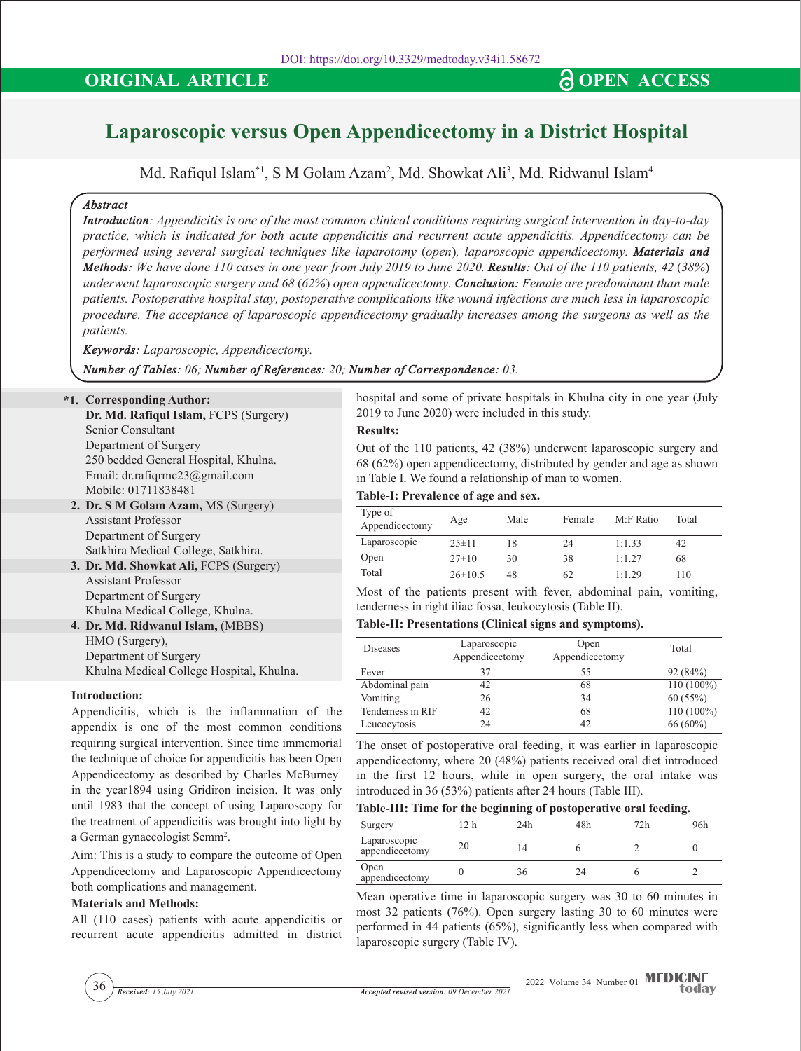DOI: https://doi.org/10.3329/medtoday.v34i1.58672

**ORIGINAL ARTICLE** **OPEN ACCESS**

# Laparoscopic versus Open Appendicectomy in a District Hospital

Md. Rafiqul Islam*[1], S M Golam Azam[2], Md. Showkat Ali[3], Md. Ridwanul Islam[4]

***Abstract***

***Introduction**: Appendicitis is one of the most common clinical conditions requiring surgical intervention in day-to-day practice, which is indicated for both acute appendicitis and recurrent acute appendicitis. Appendicectomy can be performed using several surgical techniques like laparotomy (open), laparoscopic appendicectomy.* ***Materials and Methods:*** *We have done 110 cases in one year from July 2019 to June 2020.* ***Results:*** *Out of the 110 patients, 42 (38%) underwent laparoscopic surgery and 68 (62%) open appendicectomy.* ***Conclusion:*** *Female are predominant than male patients. Postoperative hospital stay, postoperative complications like wound infections are much less in laparoscopic procedure. The acceptance of laparoscopic appendicectomy gradually increases among the surgeons as well as the patients.*

***Keywords:*** *Laparoscopic, Appendicectomy.*

***Number of Tables:*** *06;* ***Number of References:*** *20;* ***Number of Correspondence:*** *03.*

**\*1. Corresponding Author:**
**Dr. Md. Rafiqul Islam,** FCPS (Surgery)
Senior Consultant
Department of Surgery
250 bedded General Hospital, Khulna.
Email: dr.rafiqrmc23@gmail.com
Mobile: 01711838481

**2. Dr. S M Golam Azam,** MS (Surgery)
Assistant Professor
Department of Surgery
Satkhira Medical College, Satkhira.

**3. Dr. Md. Showkat Ali,** FCPS (Surgery)
Assistant Professor
Department of Surgery
Khulna Medical College, Khulna.

**4. Dr. Md. Ridwanul Islam,** (MBBS)
HMO (Surgery),
Department of Surgery
Khulna Medical College Hospital, Khulna.

## Introduction:

Appendicitis, which is the inflammation of the appendix is one of the most common conditions requiring surgical intervention. Since time immemorial the technique of choice for appendicitis has been Open Appendicectomy as described by Charles McBurney[1] in the year1894 using Gridiron incision. It was only until 1983 that the concept of using Laparoscopy for the treatment of appendicitis was brought into light by a German gynaecologist Semm[2].

Aim: This is a study to compare the outcome of Open Appendicectomy and Laparoscopic Appendicectomy both complications and management.

## Materials and Methods:

All (110 cases) patients with acute appendicitis or recurrent acute appendicitis admitted in district hospital and some of private hospitals in Khulna city in one year (July 2019 to June 2020) were included in this study.

## Results:

Out of the 110 patients, 42 (38%) underwent laparoscopic surgery and 68 (62%) open appendicectomy, distributed by gender and age as shown in Table I. We found a relationship of man to women.

**Table-I: Prevalence of age and sex.**

| Type of Appendicectomy | Age | Male | Female | M:F Ratio | Total |
|---|---|---|---|---|---|
| Laparoscopic | 25±11 | 18 | 24 | 1:1.33 | 42 |
| Open | 27±10 | 30 | 38 | 1:1.27 | 68 |
| Total | 26±10.5 | 48 | 62 | 1:1.29 | 110 |

Most of the patients present with fever, abdominal pain, vomiting, tenderness in right iliac fossa, leukocytosis (Table II).

**Table-II: Presentations (Clinical signs and symptoms).**

| Diseases | Laparoscopic Appendicectomy | Open Appendicectomy | Total |
|---|---|---|---|
| Fever | 37 | 55 | 92 (84%) |
| Abdominal pain | 42 | 68 | 110 (100%) |
| Vomiting | 26 | 34 | 60 (55%) |
| Tenderness in RIF | 42 | 68 | 110 (100%) |
| Leucocytosis | 24 | 42 | 66 (60%) |

The onset of postoperative oral feeding, it was earlier in laparoscopic appendicectomy, where 20 (48%) patients received oral diet introduced in the first 12 hours, while in open surgery, the oral intake was introduced in 36 (53%) patients after 24 hours (Table III).

**Table-III: Time for the beginning of postoperative oral feeding.**

| Surgery | 12 h | 24h | 48h | 72h | 96h |
|---|---|---|---|---|---|
| Laparoscopic appendicectomy | 20 | 14 | 6 | 2 | 0 |
| Open appendicectomy | 0 | 36 | 24 | 6 | 2 |

Mean operative time in laparoscopic surgery was 30 to 60 minutes in most 32 patients (76%). Open surgery lasting 30 to 60 minutes were performed in 44 patients (65%), significantly less when compared with laparoscopic surgery (Table IV).

*Received: 15 July 2021* *Accepted revised version: 09 December 2021*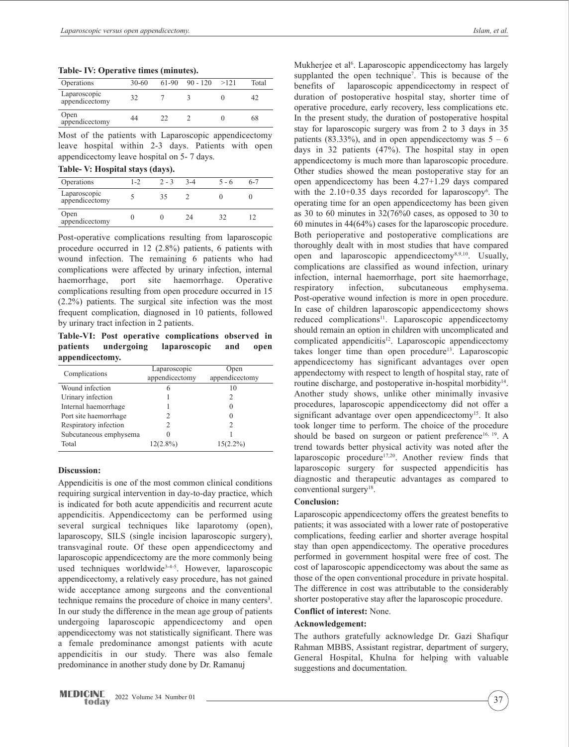**Table- IV: Operative times (minutes).**

| Operations | 30-60 | 61-90 | 90 - 120 | >121 | Total |
|---|---|---|---|---|---|
| Laparoscopic appendicectomy | 32 | 7 | 3 | 0 | 42 |
| Open appendicectomy | 44 | 22 | 2 | 0 | 68 |

Most of the patients with Laparoscopic appendicectomy leave hospital within 2-3 days. Patients with open appendicectomy leave hospital on 5- 7 days.

**Table- V: Hospital stays (days).**

| Operations | 1-2 | 2 - 3 | 3-4 | 5 - 6 | 6-7 |
|---|---|---|---|---|---|
| Laparoscopic appendicectomy | 5 | 35 | 2 | 0 | 0 |
| Open appendicectomy | 0 | 0 | 24 | 32 | 12 |

Post-operative complications resulting from laparoscopic procedure occurred in 12 (2.8%) patients, 6 patients with wound infection. The remaining 6 patients who had complications were affected by urinary infection, internal haemorrhage, port site haemorrhage. Operative complications resulting from open procedure occurred in 15 (2.2%) patients. The surgical site infection was the most frequent complication, diagnosed in 10 patients, followed by urinary tract infection in 2 patients.

**Table-VI: Post operative complications observed in patients undergoing laparoscopic and open appendicectomy.**

| Complications | Laparoscopic appendicectomy | Open appendicectomy |
|---|---|---|
| Wound infection | 6 | 10 |
| Urinary infection | 1 | 2 |
| Internal haemorrhage | 1 | 0 |
| Port site haemorrhage | 2 | 0 |
| Respiratory infection | 2 | 2 |
| Subcutaneous emphysema | 0 | 1 |
| Total | 12(2.8%) | 15(2.2%) |

## Discussion:

Appendicitis is one of the most common clinical conditions requiring surgical intervention in day-to-day practice, which is indicated for both acute appendicitis and recurrent acute appendicitis. Appendicectomy can be performed using several surgical techniques like laparotomy (open), laparoscopy, SILS (single incision laparoscopic surgery), transvaginal route. Of these open appendicectomy and laparoscopic appendicectomy are the more commonly being used techniques worldwide[3-4-5]. However, laparoscopic appendicectomy, a relatively easy procedure, has not gained wide acceptance among surgeons and the conventional technique remains the procedure of choice in many centers[3]. In our study the difference in the mean age group of patients undergoing laparoscopic appendicectomy and open appendicectomy was not statistically significant. There was a female predominance amongst patients with acute appendicitis in our study. There was also female predominance in another study done by Dr. Ramanuj Mukherjee et al[6]. Laparoscopic appendicectomy has largely supplanted the open technique[7]. This is because of the benefits of laparoscopic appendicectomy in respect of duration of postoperative hospital stay, shorter time of operative procedure, early recovery, less complications etc. In the present study, the duration of postoperative hospital stay for laparoscopic surgery was from 2 to 3 days in 35 patients (83.33%), and in open appendicectomy was 5 – 6 days in 32 patients (47%). The hospital stay in open appendicectomy is much more than laparoscopic procedure. Other studies showed the mean postoperative stay for an open appendicectomy has been 4.27+1.29 days compared with the 2.10+0.35 days recorded for laparoscopy[6]. The operating time for an open appendicectomy has been given as 30 to 60 minutes in 32(76%0 cases, as opposed to 30 to 60 minutes in 44(64%) cases for the laparoscopic procedure. Both perioperative and postoperative complications are thoroughly dealt with in most studies that have compared open and laparoscopic appendicectomy[8,9,10]. Usually, complications are classified as wound infection, urinary infection, internal haemorrhage, port site haemorrhage, respiratory infection, subcutaneous emphysema. Post-operative wound infection is more in open procedure. In case of children laparoscopic appendicectomy shows reduced complications[11]. Laparoscopic appendicectomy should remain an option in children with uncomplicated and complicated appendicitis[12]. Laparoscopic appendicectomy takes longer time than open procedure[13]. Laparoscopic appendicectomy has significant advantages over open appendectomy with respect to length of hospital stay, rate of routine discharge, and postoperative in-hospital morbidity[14]. Another study shows, unlike other minimally invasive procedures, laparoscopic appendicectomy did not offer a significant advantage over open appendicectomy[15]. It also took longer time to perform. The choice of the procedure should be based on surgeon or patient preference[16, 19]. A trend towards better physical activity was noted after the laparoscopic procedure[17,20]. Another review finds that laparoscopic surgery for suspected appendicitis has diagnostic and therapeutic advantages as compared to conventional surgery[18].

## Conclusion:

Laparoscopic appendicectomy offers the greatest benefits to patients; it was associated with a lower rate of postoperative complications, feeding earlier and shorter average hospital stay than open appendicectomy. The operative procedures performed in government hospital were free of cost. The cost of laparoscopic appendicectomy was about the same as those of the open conventional procedure in private hospital. The difference in cost was attributable to the considerably shorter postoperative stay after the laparoscopic procedure.

**Conflict of interest:** None.

**Acknowledgement:**

The authors gratefully acknowledge Dr. Gazi Shafiqur Rahman MBBS, Assistant registrar, department of surgery, General Hospital, Khulna for helping with valuable suggestions and documentation.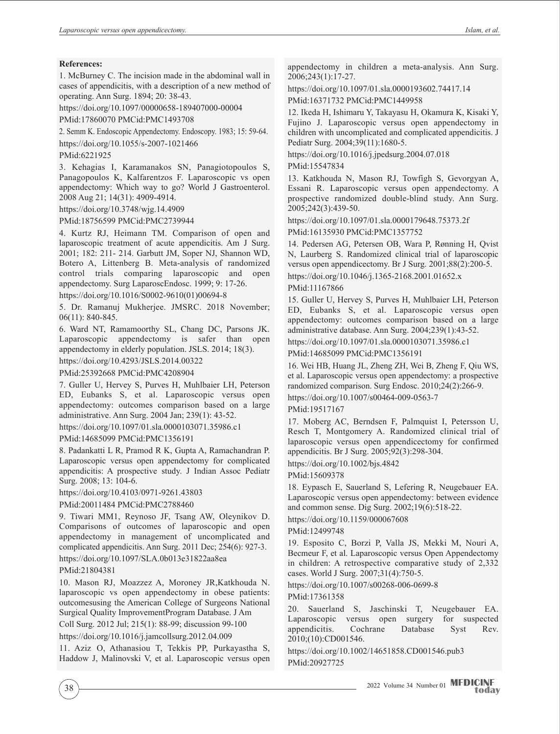**References:**

1. McBurney C. The incision made in the abdominal wall in cases of appendicitis, with a description of a new method of operating. Ann Surg. 1894; 20: 38-43.
https://doi.org/10.1097/00000658-189407000-00004
PMid:17860070 PMCid:PMC1493708

2. Semm K. Endoscopic Appendectomy. Endoscopy. 1983; 15: 59-64.
https://doi.org/10.1055/s-2007-1021466
PMid:6221925

3. Kehagias I, Karamanakos SN, Panagiotopoulos S, Panagopoulos K, Kalfarentzos F. Laparoscopic vs open appendectomy: Which way to go? World J Gastroenterol. 2008 Aug 21; 14(31): 4909-4914.
https://doi.org/10.3748/wjg.14.4909
PMid:18756599 PMCid:PMC2739944

4. Kurtz RJ, Heimann TM. Comparison of open and laparoscopic treatment of acute appendicitis. Am J Surg. 2001; 182: 211- 214. Garbutt JM, Soper NJ, Shannon WD, Botero A, Littenberg B. Meta-analysis of randomized control trials comparing laparoscopic and open appendectomy. Surg LaparoscEndosc. 1999; 9: 17-26.
https://doi.org/10.1016/S0002-9610(01)00694-8

5. Dr. Ramanuj Mukherjee. JMSRC. 2018 November; 06(11): 840-845.

6. Ward NT, Ramamoorthy SL, Chang DC, Parsons JK. Laparoscopic appendectomy is safer than open appendectomy in elderly population. JSLS. 2014; 18(3).
https://doi.org/10.4293/JSLS.2014.00322
PMid:25392668 PMCid:PMC4208904

7. Guller U, Hervey S, Purves H, Muhlbaier LH, Peterson ED, Eubanks S, et al. Laparoscopic versus open appendectomy: outcomes comparison based on a large administrative. Ann Surg. 2004 Jan; 239(1): 43-52.
https://doi.org/10.1097/01.sla.0000103071.35986.c1
PMid:14685099 PMCid:PMC1356191

8. Padankatti L R, Pramod R K, Gupta A, Ramachandran P. Laparoscopic versus open appendectomy for complicated appendicitis: A prospective study. J Indian Assoc Pediatr Surg. 2008; 13: 104-6.
https://doi.org/10.4103/0971-9261.43803
PMid:20011484 PMCid:PMC2788460

9. Tiwari MM1, Reynoso JF, Tsang AW, Oleynikov D. Comparisons of outcomes of laparoscopic and open appendectomy in management of uncomplicated and complicated appendicitis. Ann Surg. 2011 Dec; 254(6): 927-3.
https://doi.org/10.1097/SLA.0b013e31822aa8ea
PMid:21804381

10. Mason RJ, Moazzez A, Moroney JR,Katkhouda N. laparoscopic vs open appendectomy in obese patients: outcomesusing the American College of Surgeons National Surgical Quality ImprovementProgram Database. J Am Coll Surg. 2012 Jul; 215(1): 88-99; discussion 99-100
https://doi.org/10.1016/j.jamcollsurg.2012.04.009

11. Aziz O, Athanasiou T, Tekkis PP, Purkayastha S, Haddow J, Malinovski V, et al. Laparoscopic versus open appendectomy in children a meta-analysis. Ann Surg. 2006;243(1):17-27.
https://doi.org/10.1097/01.sla.0000193602.74417.14
PMid:16371732 PMCid:PMC1449958

12. Ikeda H, Ishimaru Y, Takayasu H, Okamura K, Kisaki Y, Fujino J. Laparoscopic versus open appendectomy in children with uncomplicated and complicated appendicitis. J Pediatr Surg. 2004;39(11):1680-5.
https://doi.org/10.1016/j.jpedsurg.2004.07.018
PMid:15547834

13. Katkhouda N, Mason RJ, Towfigh S, Gevorgyan A, Essani R. Laparoscopic versus open appendectomy. A prospective randomized double-blind study. Ann Surg. 2005;242(3):439-50.
https://doi.org/10.1097/01.sla.0000179648.75373.2f
PMid:16135930 PMCid:PMC1357752

14. Pedersen AG, Petersen OB, Wara P, Rønning H, Qvist N, Laurberg S. Randomized clinical trial of laparoscopic versus open appendicectomy. Br J Surg. 2001;88(2):200-5.
https://doi.org/10.1046/j.1365-2168.2001.01652.x
PMid:11167866

15. Guller U, Hervey S, Purves H, Muhlbaier LH, Peterson ED, Eubanks S, et al. Laparoscopic versus open appendectomy: outcomes comparison based on a large administrative database. Ann Surg. 2004;239(1):43-52.
https://doi.org/10.1097/01.sla.0000103071.35986.c1
PMid:14685099 PMCid:PMC1356191

16. Wei HB, Huang JL, Zheng ZH, Wei B, Zheng F, Qiu WS, et al. Laparoscopic versus open appendectomy: a prospective randomized comparison. Surg Endosc. 2010;24(2):266-9.
https://doi.org/10.1007/s00464-009-0563-7
PMid:19517167

17. Moberg AC, Berndsen F, Palmquist I, Petersson U, Resch T, Montgomery A. Randomized clinical trial of laparoscopic versus open appendicectomy for confirmed appendicitis. Br J Surg. 2005;92(3):298-304.
https://doi.org/10.1002/bjs.4842
PMid:15609378

18. Eypasch E, Sauerland S, Lefering R, Neugebauer EA. Laparoscopic versus open appendectomy: between evidence and common sense. Dig Surg. 2002;19(6):518-22.
https://doi.org/10.1159/000067608
PMid:12499748

19. Esposito C, Borzi P, Valla JS, Mekki M, Nouri A, Becmeur F, et al. Laparoscopic versus Open Appendectomy in children: A retrospective comparative study of 2,332 cases. World J Surg. 2007;31(4):750-5.
https://doi.org/10.1007/s00268-006-0699-8
PMid:17361358

20. Sauerland S, Jaschinski T, Neugebauer EA. Laparoscopic versus open surgery for suspected appendicitis. Cochrane Database Syst Rev. 2010;(10):CD001546.
https://doi.org/10.1002/14651858.CD001546.pub3
PMid:20927725